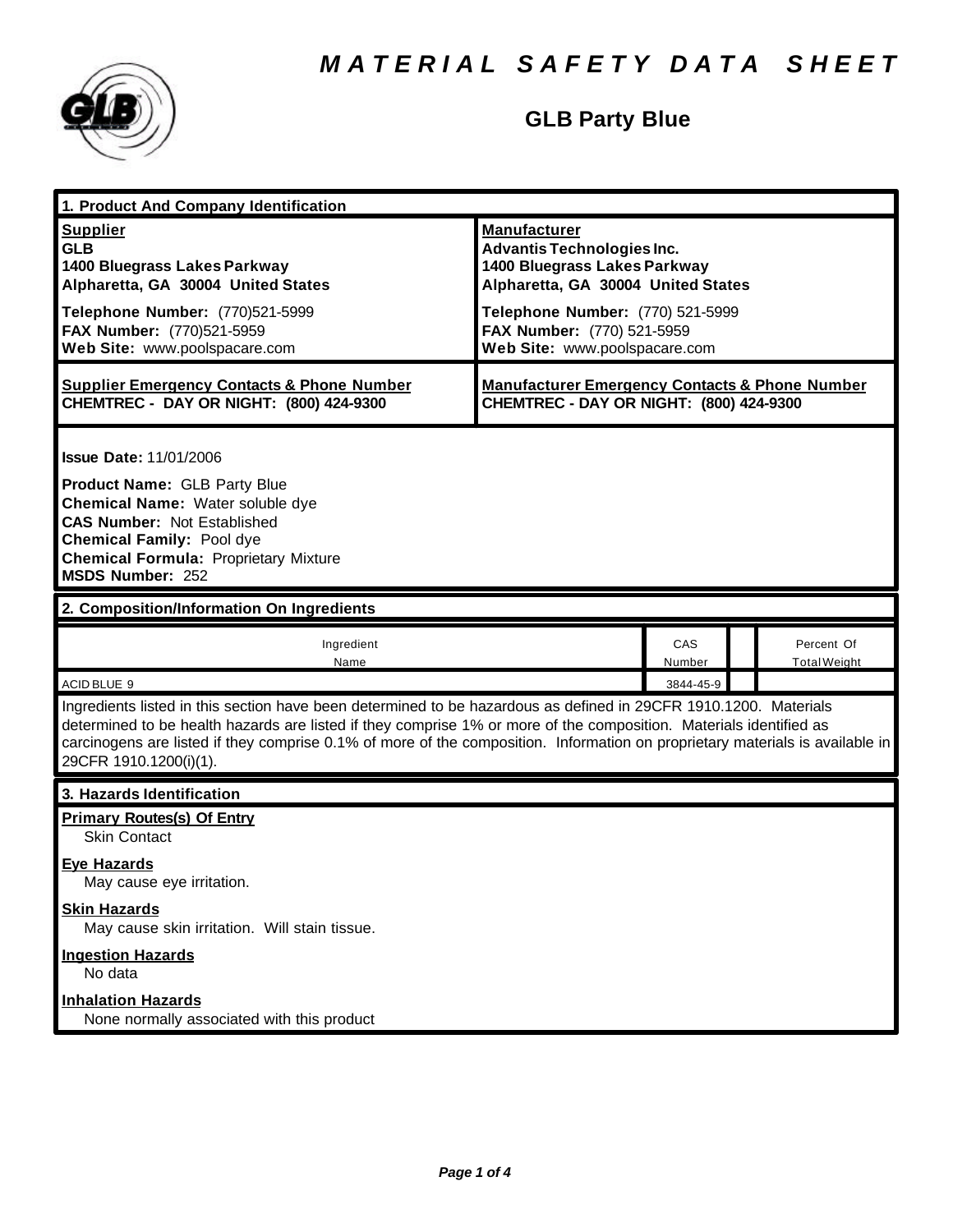# *MATERIAL SAFETY DATA SHEET*

## GLB Party Blue

### 1. Product And Company Identification

| **Supplier** | **Manufacturer** |
|---|---|
| **GLB**<br>**1400 Bluegrass Lakes Parkway**<br>**Alpharetta, GA 30004 United States** | **Advantis Technologies Inc.**<br>**1400 Bluegrass Lakes Parkway**<br>**Alpharetta, GA 30004 United States** |
| **Telephone Number:** (770)521-5999<br>**FAX Number:** (770)521-5959<br>**Web Site:** www.poolspacare.com | **Telephone Number:** (770) 521-5999<br>**FAX Number:** (770) 521-5959<br>**Web Site:** www.poolspacare.com |
| **Supplier Emergency Contacts & Phone Number**<br>**CHEMTREC - DAY OR NIGHT: (800) 424-9300** | **Manufacturer Emergency Contacts & Phone Number**<br>**CHEMTREC - DAY OR NIGHT: (800) 424-9300** |

**Issue Date:** 11/01/2006

**Product Name:** GLB Party Blue
**Chemical Name:** Water soluble dye
**CAS Number:** Not Established
**Chemical Family:** Pool dye
**Chemical Formula:** Proprietary Mixture
**MSDS Number:** 252

### 2. Composition/Information On Ingredients

| Ingredient Name | CAS Number | | Percent Of Total Weight |
|---|---|---|---|
| ACID BLUE 9 | 3844-45-9 | | |

Ingredients listed in this section have been determined to be hazardous as defined in 29CFR 1910.1200. Materials determined to be health hazards are listed if they comprise 1% or more of the composition. Materials identified as carcinogens are listed if they comprise 0.1% of more of the composition. Information on proprietary materials is available in 29CFR 1910.1200(i)(1).

### 3. Hazards Identification

**Primary Routes(s) Of Entry**
Skin Contact

**Eye Hazards**
May cause eye irritation.

**Skin Hazards**
May cause skin irritation. Will stain tissue.

**Ingestion Hazards**
No data

**Inhalation Hazards**
None normally associated with this product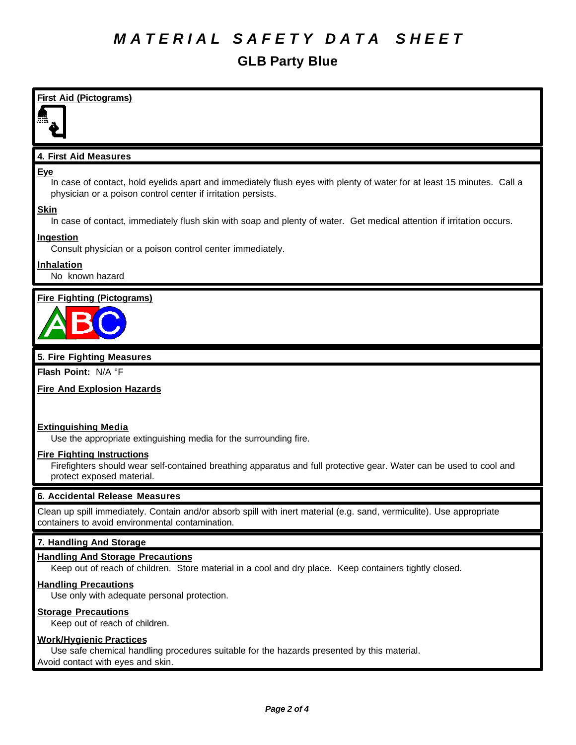# MATERIAL SAFETY DATA SHEET

## GLB Party Blue

**First Aid (Pictograms)**

### 4. First Aid Measures

**Eye**

In case of contact, hold eyelids apart and immediately flush eyes with plenty of water for at least 15 minutes. Call a physician or a poison control center if irritation persists.

**Skin**

In case of contact, immediately flush skin with soap and plenty of water. Get medical attention if irritation occurs.

**Ingestion**

Consult physician or a poison control center immediately.

**Inhalation**

No known hazard

**Fire Fighting (Pictograms)**

### 5. Fire Fighting Measures

**Flash Point:** N/A °F

**Fire And Explosion Hazards**

**Extinguishing Media**

Use the appropriate extinguishing media for the surrounding fire.

**Fire Fighting Instructions**

Firefighters should wear self-contained breathing apparatus and full protective gear. Water can be used to cool and protect exposed material.

### 6. Accidental Release Measures

Clean up spill immediately. Contain and/or absorb spill with inert material (e.g. sand, vermiculite). Use appropriate containers to avoid environmental contamination.

### 7. Handling And Storage

**Handling And Storage Precautions**

Keep out of reach of children. Store material in a cool and dry place. Keep containers tightly closed.

**Handling Precautions**

Use only with adequate personal protection.

**Storage Precautions**

Keep out of reach of children.

**Work/Hygienic Practices**

Use safe chemical handling procedures suitable for the hazards presented by this material.
Avoid contact with eyes and skin.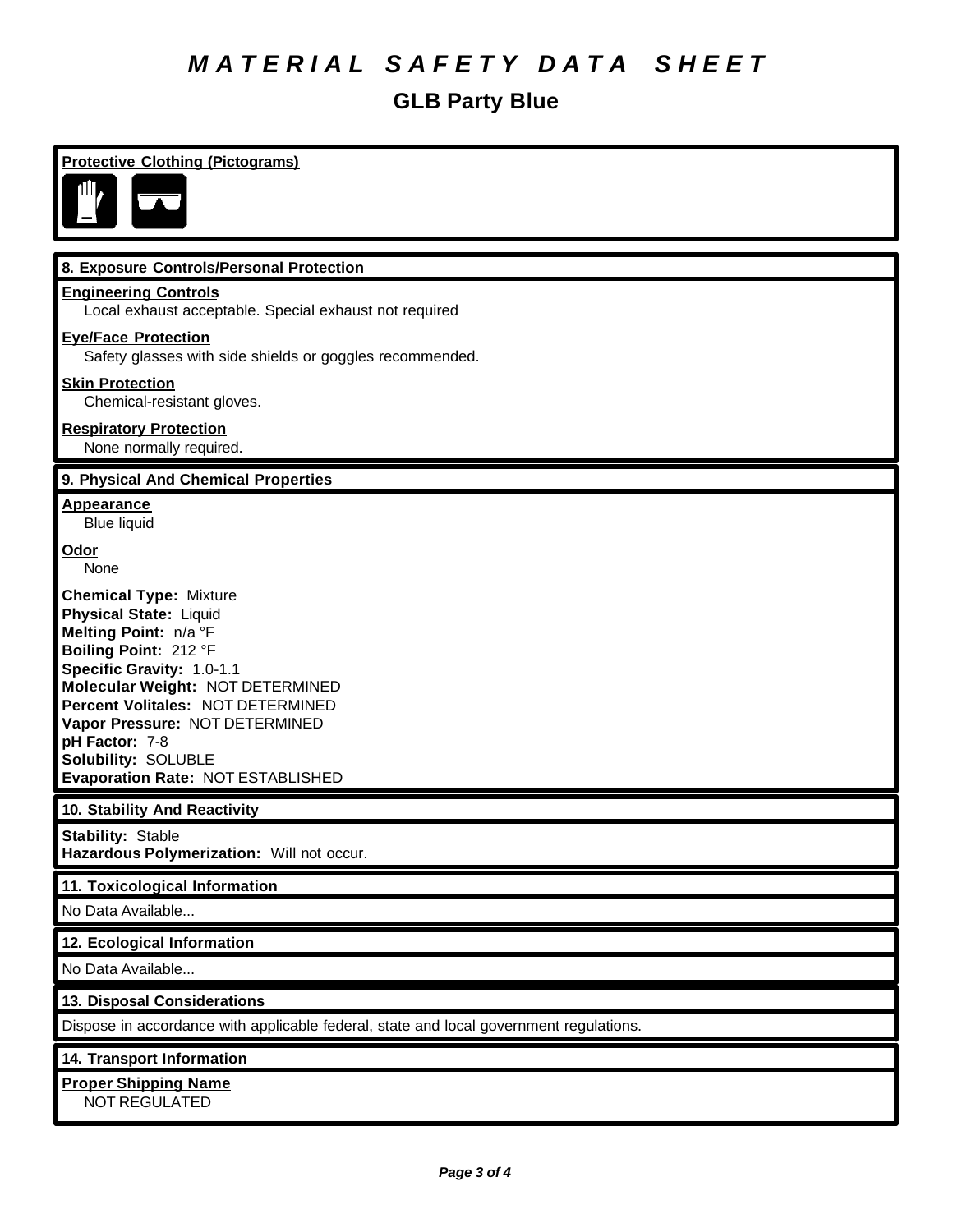# MATERIAL SAFETY DATA SHEET

## GLB Party Blue

### Protective Clothing (Pictograms)

### 8. Exposure Controls/Personal Protection

**Engineering Controls**

Local exhaust acceptable. Special exhaust not required

**Eye/Face Protection**

Safety glasses with side shields or goggles recommended.

**Skin Protection**

Chemical-resistant gloves.

**Respiratory Protection**

None normally required.

### 9. Physical And Chemical Properties

**Appearance**

Blue liquid

**Odor**

None

**Chemical Type:** Mixture
**Physical State:** Liquid
**Melting Point:** n/a °F
**Boiling Point:** 212 °F
**Specific Gravity:** 1.0-1.1
**Molecular Weight:** NOT DETERMINED
**Percent Volitales:** NOT DETERMINED
**Vapor Pressure:** NOT DETERMINED
**pH Factor:** 7-8
**Solubility:** SOLUBLE
**Evaporation Rate:** NOT ESTABLISHED

### 10. Stability And Reactivity

**Stability:** Stable
**Hazardous Polymerization:** Will not occur.

### 11. Toxicological Information

No Data Available...

### 12. Ecological Information

No Data Available...

### 13. Disposal Considerations

Dispose in accordance with applicable federal, state and local government regulations.

### 14. Transport Information

**Proper Shipping Name**

NOT REGULATED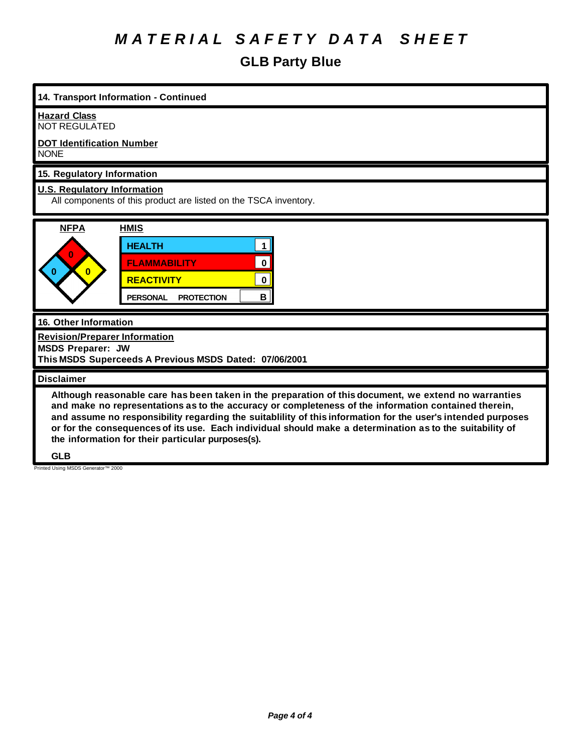# MATERIAL SAFETY DATA SHEET

## GLB Party Blue

### 14. Transport Information - Continued

**Hazard Class**
NOT REGULATED

**DOT Identification Number**
NONE

### 15. Regulatory Information

**U.S. Regulatory Information**
All components of this product are listed on the TSCA inventory.

**NFPA**

0 (flammability)
0 (health)
0 (reactivity)

**HMIS**

| | |
|---|---|
| HEALTH | 1 |
| FLAMMABILITY | 0 |
| REACTIVITY | 0 |
| PERSONAL PROTECTION | B |

### 16. Other Information

**Revision/Preparer Information**
**MSDS Preparer: JW**
**This MSDS Superceeds A Previous MSDS Dated: 07/06/2001**

### Disclaimer

**Although reasonable care has been taken in the preparation of this document, we extend no warranties and make no representations as to the accuracy or completeness of the information contained therein, and assume no responsibility regarding the suitablility of this information for the user's intended purposes or for the consequences of its use. Each individual should make a determination as to the suitability of the information for their particular purposes(s).**

**GLB**

Printed Using MSDS Generator™ 2000